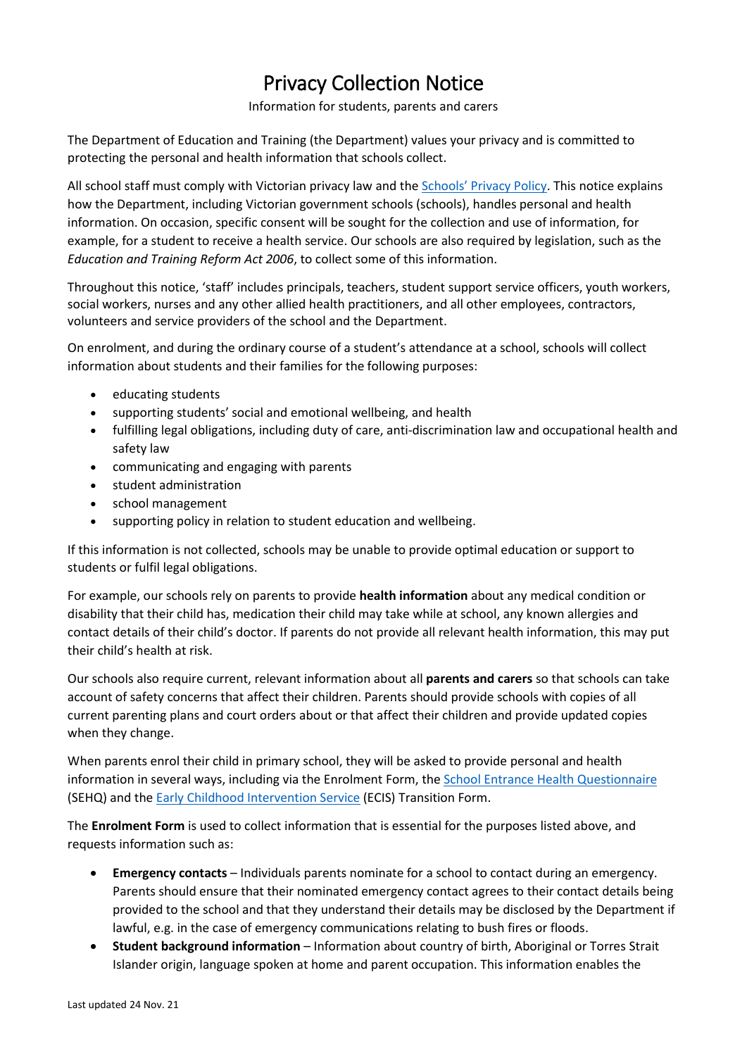# Privacy Collection Notice

Information for students, parents and carers

The Department of Education and Training (the Department) values your privacy and is committed to protecting the personal and health information that schools collect.

All school staff must comply with Victorian privacy law and the Schools' Privacy Policy. This notice explains how the Department, including Victorian government schools (schools), handles personal and health information. On occasion, specific consent will be sought for the collection and use of information, for example, for a student to receive a health service. Our schools are also required by legislation, such as the *Education and Training Reform Act 2006*, to collect some of this information.

Throughout this notice, 'staff' includes principals, teachers, student support service officers, youth workers, social workers, nurses and any other allied health practitioners, and all other employees, contractors, volunteers and service providers of the school and the Department.

On enrolment, and during the ordinary course of a student's attendance at a school, schools will collect information about students and their families for the following purposes:

- educating students
- supporting students' social and emotional wellbeing, and health
- fulfilling legal obligations, including duty of care, anti-discrimination law and occupational health and safety law
- communicating and engaging with parents
- student administration
- school management
- supporting policy in relation to student education and wellbeing.

If this information is not collected, schools may be unable to provide optimal education or support to students or fulfil legal obligations.

For example, our schools rely on parents to provide **health information** about any medical condition or disability that their child has, medication their child may take while at school, any known allergies and contact details of their child's doctor. If parents do not provide all relevant health information, this may put their child's health at risk.

Our schools also require current, relevant information about all **parents and carers** so that schools can take account of safety concerns that affect their children. Parents should provide schools with copies of all current parenting plans and court orders about or that affect their children and provide updated copies when they change.

When parents enrol their child in primary school, they will be asked to provide personal and health information in several ways, including via the Enrolment Form, the School Entrance Health Questionnaire (SEHQ) and the Early Childhood Intervention Service (ECIS) Transition Form.

The **Enrolment Form** is used to collect information that is essential for the purposes listed above, and requests information such as:

- **Emergency contacts** – Individuals parents nominate for a school to contact during an emergency. Parents should ensure that their nominated emergency contact agrees to their contact details being provided to the school and that they understand their details may be disclosed by the Department if lawful, e.g. in the case of emergency communications relating to bush fires or floods.
- **Student background information** – Information about country of birth, Aboriginal or Torres Strait Islander origin, language spoken at home and parent occupation. This information enables the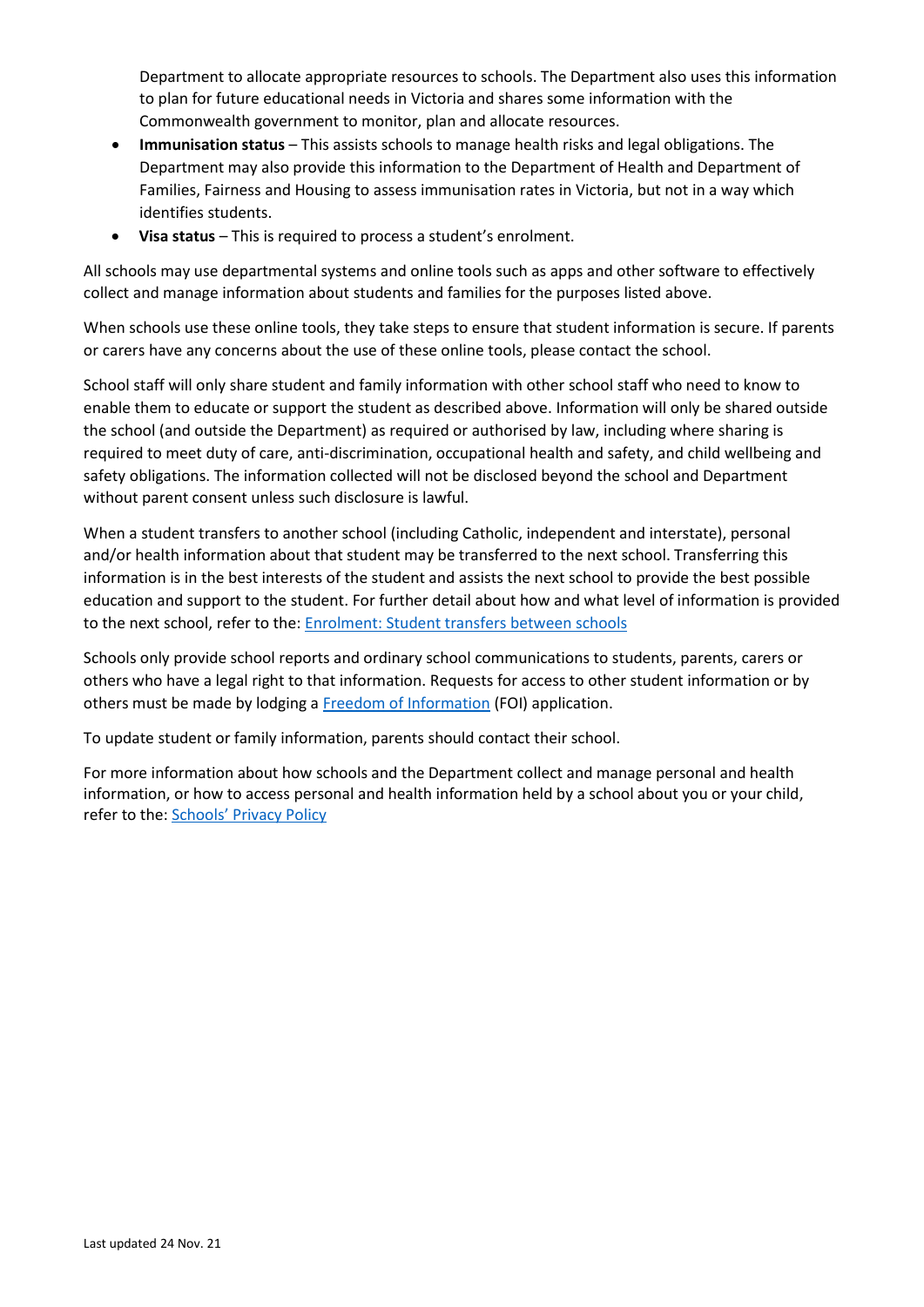Department to allocate appropriate resources to schools. The Department also uses this information to plan for future educational needs in Victoria and shares some information with the Commonwealth government to monitor, plan and allocate resources.

- **Immunisation status** – This assists schools to manage health risks and legal obligations. The Department may also provide this information to the Department of Health and Department of Families, Fairness and Housing to assess immunisation rates in Victoria, but not in a way which identifies students.
- **Visa status** – This is required to process a student's enrolment.

All schools may use departmental systems and online tools such as apps and other software to effectively collect and manage information about students and families for the purposes listed above.

When schools use these online tools, they take steps to ensure that student information is secure. If parents or carers have any concerns about the use of these online tools, please contact the school.

School staff will only share student and family information with other school staff who need to know to enable them to educate or support the student as described above. Information will only be shared outside the school (and outside the Department) as required or authorised by law, including where sharing is required to meet duty of care, anti-discrimination, occupational health and safety, and child wellbeing and safety obligations. The information collected will not be disclosed beyond the school and Department without parent consent unless such disclosure is lawful.

When a student transfers to another school (including Catholic, independent and interstate), personal and/or health information about that student may be transferred to the next school. Transferring this information is in the best interests of the student and assists the next school to provide the best possible education and support to the student. For further detail about how and what level of information is provided to the next school, refer to the: Enrolment: Student transfers between schools

Schools only provide school reports and ordinary school communications to students, parents, carers or others who have a legal right to that information. Requests for access to other student information or by others must be made by lodging a Freedom of Information (FOI) application.

To update student or family information, parents should contact their school.

For more information about how schools and the Department collect and manage personal and health information, or how to access personal and health information held by a school about you or your child, refer to the: Schools' Privacy Policy

Last updated 24 Nov. 21